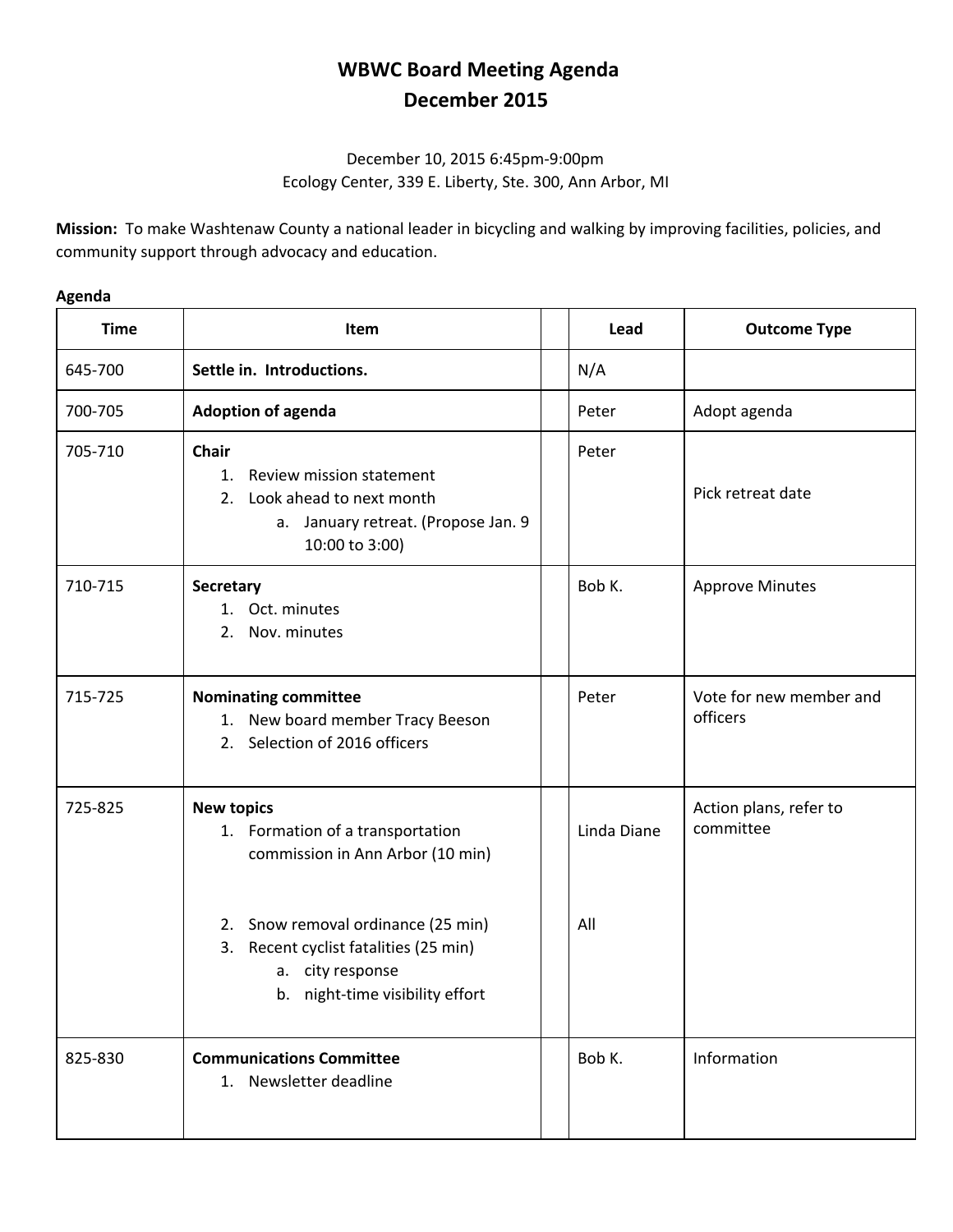# WBWC Board Meeting Agenda
# December 2015

December 10, 2015 6:45pm-9:00pm
Ecology Center, 339 E. Liberty, Ste. 300, Ann Arbor, MI

**Mission:** To make Washtenaw County a national leader in bicycling and walking by improving facilities, policies, and community support through advocacy and education.

**Agenda**

| Time | Item | | Lead | Outcome Type |
|---|---|---|---|---|
| 645-700 | **Settle in. Introductions.** | | N/A | |
| 700-705 | **Adoption of agenda** | | Peter | Adopt agenda |
| 705-710 | **Chair**<br>1. Review mission statement<br>2. Look ahead to next month<br>a. January retreat. (Propose Jan. 9 10:00 to 3:00) | | Peter | Pick retreat date |
| 710-715 | **Secretary**<br>1. Oct. minutes<br>2. Nov. minutes | | Bob K. | Approve Minutes |
| 715-725 | **Nominating committee**<br>1. New board member Tracy Beeson<br>2. Selection of 2016 officers | | Peter | Vote for new member and officers |
| 725-825 | **New topics**<br>1. Formation of a transportation commission in Ann Arbor (10 min)<br>2. Snow removal ordinance (25 min)<br>3. Recent cyclist fatalities (25 min)<br>a. city response<br>b. night-time visibility effort | | Linda Diane<br>All | Action plans, refer to committee |
| 825-830 | **Communications Committee**<br>1. Newsletter deadline | | Bob K. | Information |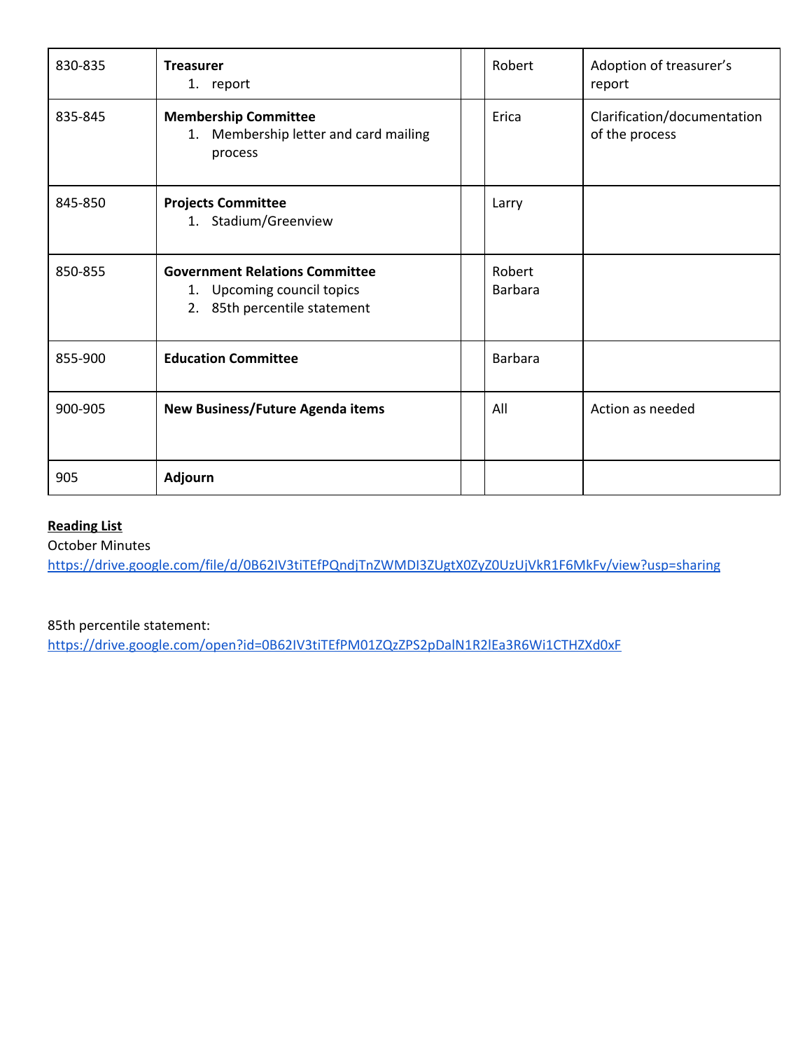| | | | | |
|---|---|---|---|---|
| 830-835 | **Treasurer**<br>1. report | | Robert | Adoption of treasurer's report |
| 835-845 | **Membership Committee**<br>1. Membership letter and card mailing process | | Erica | Clarification/documentation of the process |
| 845-850 | **Projects Committee**<br>1. Stadium/Greenview | | Larry | |
| 850-855 | **Government Relations Committee**<br>1. Upcoming council topics<br>2. 85th percentile statement | | Robert<br>Barbara | |
| 855-900 | **Education Committee** | | Barbara | |
| 900-905 | **New Business/Future Agenda items** | | All | Action as needed |
| 905 | **Adjourn** | | | |

**Reading List**

October Minutes
https://drive.google.com/file/d/0B62IV3tiTEfPQndjTnZWMDI3ZUgtX0ZyZ0UzUjVkR1F6MkFv/view?usp=sharing

85th percentile statement:
https://drive.google.com/open?id=0B62IV3tiTEfPM01ZQzZPS2pDalN1R2lEa3R6Wi1CTHZXd0xF